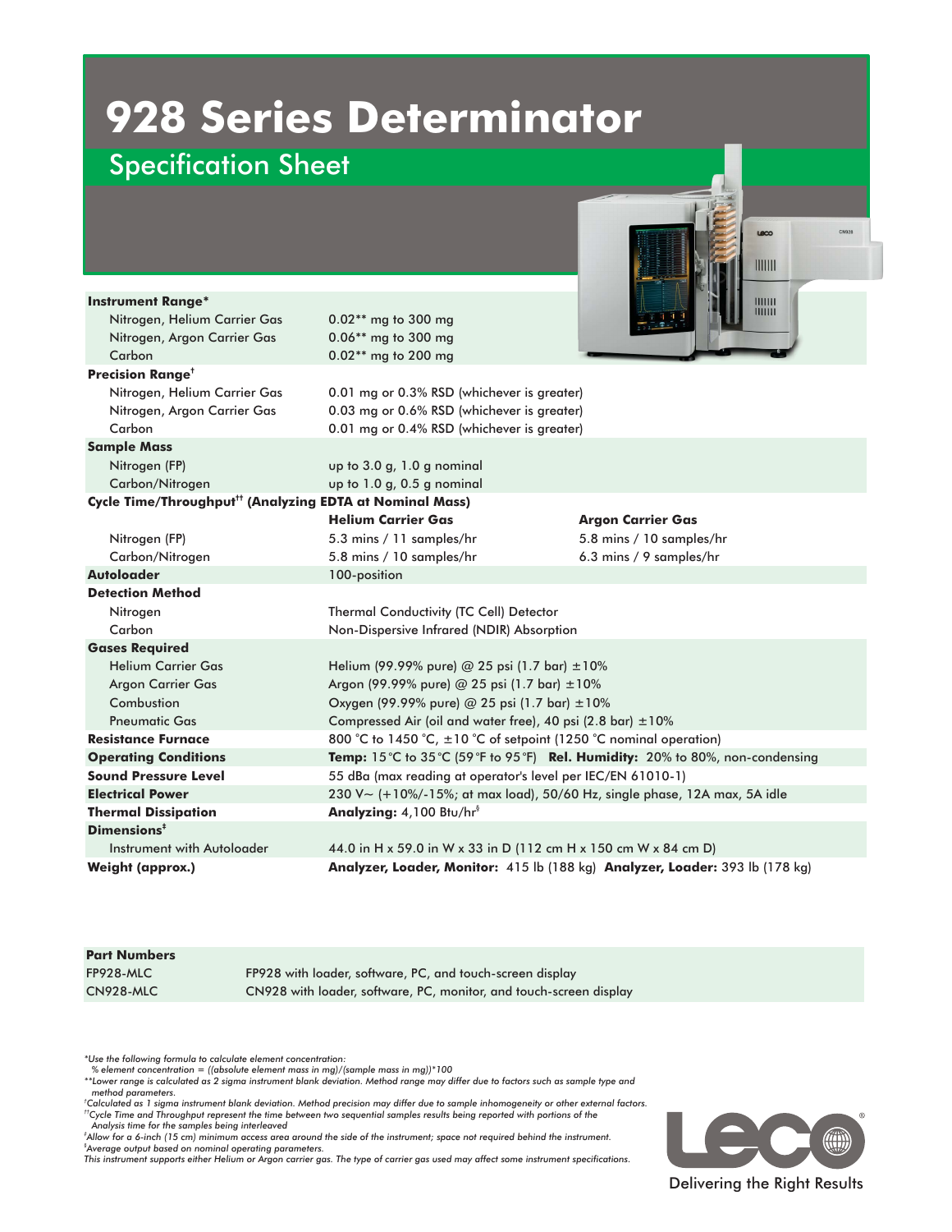# 928 Series Determinator

## Specification Sheet

| | | |
|---|---|---|
| **Instrument Range*** | | |
| Nitrogen, Helium Carrier Gas | 0.02** mg to 300 mg | |
| Nitrogen, Argon Carrier Gas | 0.06** mg to 300 mg | |
| Carbon | 0.02** mg to 200 mg | |
| **Precision Range**† | | |
| Nitrogen, Helium Carrier Gas | 0.01 mg or 0.3% RSD (whichever is greater) | |
| Nitrogen, Argon Carrier Gas | 0.03 mg or 0.6% RSD (whichever is greater) | |
| Carbon | 0.01 mg or 0.4% RSD (whichever is greater) | |
| **Sample Mass** | | |
| Nitrogen (FP) | up to 3.0 g, 1.0 g nominal | |
| Carbon/Nitrogen | up to 1.0 g, 0.5 g nominal | |
| **Cycle Time/Throughput**†† **(Analyzing EDTA at Nominal Mass)** | | |
| | **Helium Carrier Gas** | **Argon Carrier Gas** |
| Nitrogen (FP) | 5.3 mins / 11 samples/hr | 5.8 mins / 10 samples/hr |
| Carbon/Nitrogen | 5.8 mins / 10 samples/hr | 6.3 mins / 9 samples/hr |
| **Autoloader** | 100-position | |
| **Detection Method** | | |
| Nitrogen | Thermal Conductivity (TC Cell) Detector | |
| Carbon | Non-Dispersive Infrared (NDIR) Absorption | |
| **Gases Required** | | |
| Helium Carrier Gas | Helium (99.99% pure) @ 25 psi (1.7 bar) ±10% | |
| Argon Carrier Gas | Argon (99.99% pure) @ 25 psi (1.7 bar) ±10% | |
| Combustion | Oxygen (99.99% pure) @ 25 psi (1.7 bar) ±10% | |
| Pneumatic Gas | Compressed Air (oil and water free), 40 psi (2.8 bar) ±10% | |
| **Resistance Furnace** | 800 °C to 1450 °C, ±10 °C of setpoint (1250 °C nominal operation) | |
| **Operating Conditions** | **Temp:** 15 °C to 35 °C (59 °F to 95 °F) **Rel. Humidity:** 20% to 80%, non-condensing | |
| **Sound Pressure Level** | 55 dBa (max reading at operator's level per IEC/EN 61010-1) | |
| **Electrical Power** | 230 V~ (+10%/-15%; at max load), 50/60 Hz, single phase, 12A max, 5A idle | |
| **Thermal Dissipation** | **Analyzing:** 4,100 Btu/hr§ | |
| **Dimensions**‡ | | |
| Instrument with Autoloader | 44.0 in H x 59.0 in W x 33 in D (112 cm H x 150 cm W x 84 cm D) | |
| **Weight (approx.)** | **Analyzer, Loader, Monitor:** 415 lb (188 kg) **Analyzer, Loader:** 393 lb (178 kg) | |

| **Part Numbers** | |
|---|---|
| FP928-MLC | FP928 with loader, software, PC, and touch-screen display |
| CN928-MLC | CN928 with loader, software, PC, monitor, and touch-screen display |

*\*Use the following formula to calculate element concentration:*
*% element concentration = ((absolute element mass in mg)/(sample mass in mg))\*100*
*\*\*Lower range is calculated as 2 sigma instrument blank deviation. Method range may differ due to factors such as sample type and method parameters.*
*†Calculated as 1 sigma instrument blank deviation. Method precision may differ due to sample inhomogeneity or other external factors.*
*††Cycle Time and Throughput represent the time between two sequential samples results being reported with portions of the Analysis time for the samples being interleaved*
*‡Allow for a 6-inch (15 cm) minimum access area around the side of the instrument; space not required behind the instrument.*
*§Average output based on nominal operating parameters.*
*This instrument supports either Helium or Argon carrier gas. The type of carrier gas used may affect some instrument specifications.*

LECO® Delivering the Right Results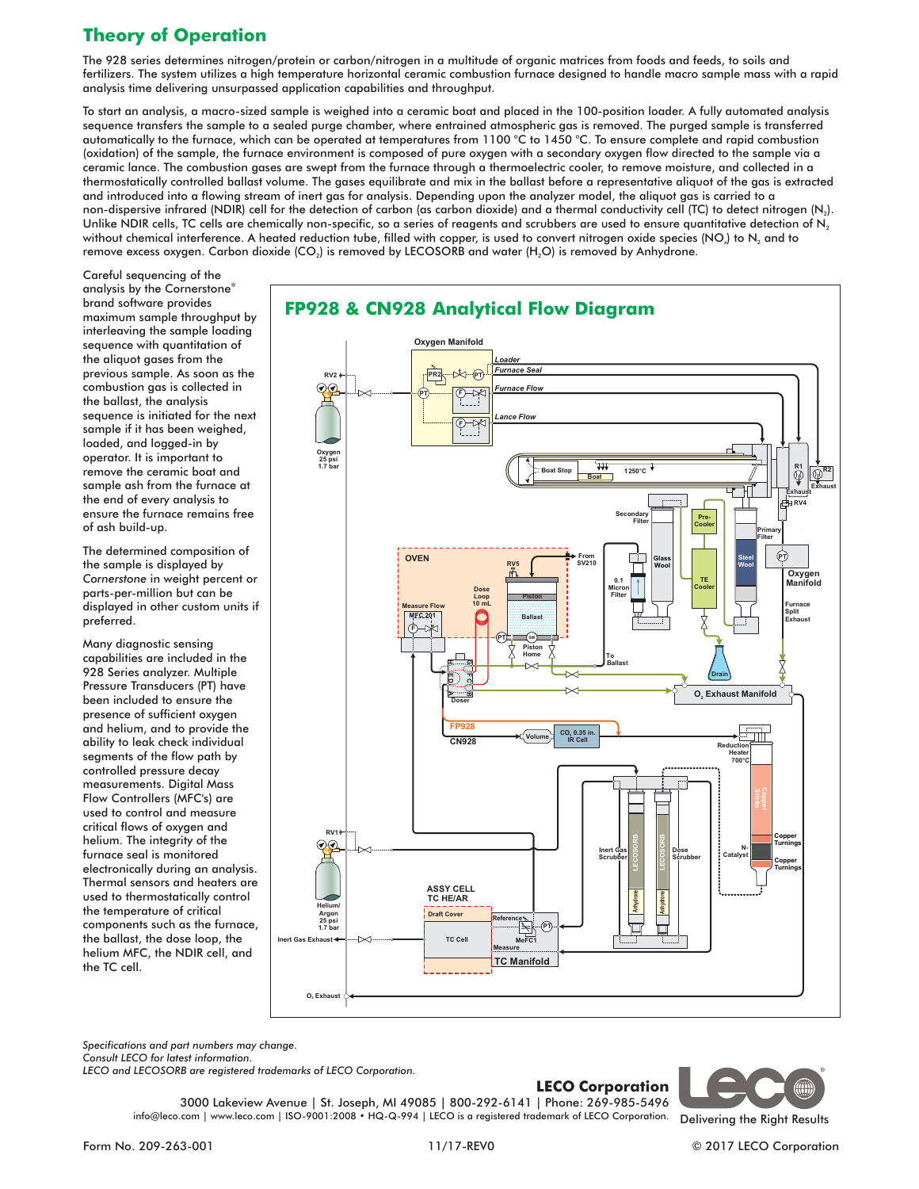## Theory of Operation

The 928 series determines nitrogen/protein or carbon/nitrogen in a multitude of organic matrices from foods and feeds, to soils and fertilizers. The system utilizes a high temperature horizontal ceramic combustion furnace designed to handle macro sample mass with a rapid analysis time delivering unsurpassed application capabilities and throughput.

To start an analysis, a macro-sized sample is weighed into a ceramic boat and placed in the 100-position loader. A fully automated analysis sequence transfers the sample to a sealed purge chamber, where entrained atmospheric gas is removed. The purged sample is transferred automatically to the furnace, which can be operated at temperatures from 1100 °C to 1450 °C. To ensure complete and rapid combustion (oxidation) of the sample, the furnace environment is composed of pure oxygen with a secondary oxygen flow directed to the sample via a ceramic lance. The combustion gases are swept from the furnace through a thermoelectric cooler, to remove moisture, and collected in a thermostatically controlled ballast volume. The gases equilibrate and mix in the ballast before a representative aliquot of the gas is extracted and introduced into a flowing stream of inert gas for analysis. Depending upon the analyzer model, the aliquot gas is carried to a non-dispersive infrared (NDIR) cell for the detection of carbon (as carbon dioxide) and a thermal conductivity cell (TC) to detect nitrogen ($N_2$). Unlike NDIR cells, TC cells are chemically non-specific, so a series of reagents and scrubbers are used to ensure quantitative detection of $N_2$ without chemical interference. A heated reduction tube, filled with copper, is used to convert nitrogen oxide species ($NO_x$) to $N_2$ and to remove excess oxygen. Carbon dioxide ($CO_2$) is removed by LECOSORB and water ($H_2O$) is removed by Anhydrone.

Careful sequencing of the analysis by the Cornerstone® brand software provides maximum sample throughput by interleaving the sample loading sequence with quantitation of the aliquot gases from the previous sample. As soon as the combustion gas is collected in the ballast, the analysis sequence is initiated for the next sample if it has been weighed, loaded, and logged-in by operator. It is important to remove the ceramic boat and sample ash from the furnace at the end of every analysis to ensure the furnace remains free of ash build-up.

The determined composition of the sample is displayed by *Cornerstone* in weight percent or parts-per-million but can be displayed in other custom units if preferred.

Many diagnostic sensing capabilities are included in the 928 Series analyzer. Multiple Pressure Transducers (PT) have been included to ensure the presence of sufficient oxygen and helium, and to provide the ability to leak check individual segments of the flow path by controlled pressure decay measurements. Digital Mass Flow Controllers (MFC's) are used to control and measure critical flows of oxygen and helium. The integrity of the furnace seal is monitored electronically during an analysis. Thermal sensors and heaters are used to thermostatically control the temperature of critical components such as the furnace, the ballast, the dose loop, the helium MFC, the NDIR cell, and the TC cell.

### FP928 & CN928 Analytical Flow Diagram

Oxygen Manifold
Loader
Furnace Seal
Furnace Flow
Lance Flow
RV2
PR2
PT
F
Oxygen 25 psi 1.7 bar
Boat Stop
Boat
1250°C
R1
R2
Exhaust
RV4
Secondary Filter
Pre-Cooler
Primary Filter
Glass Wool
TE Cooler
Steel Wool
Oxygen Manifold
Furnace Split Exhaust
0.1 Micron Filter
OVEN
From SV210
RV5
Dose Loop 10 mL
Piston
Ballast
Measure Flow
MFC 201
Piston Home
To Ballast
Drain
Doser
$O_2$ Exhaust Manifold
FP928
CN928
Volume
CO, 0.35 in. IR Cell
Reduction Heater 700°C
Copper Sticks
Copper Turnings
N-Catalyst
Copper Turnings
RV1
Inert Gas Scrubber
Dose Scrubber
LECOSORB
LECOSORB
Anhydrone
Anhydrone
Helium/ Argon 25 psi 1.7 bar
ASSY CELL TC HE/AR
Draft Cover
TC Cell
Reference
MeFC1
Measure
TC Manifold
Inert Gas Exhaust
$O_2$ Exhaust

*Specifications and part numbers may change.*
*Consult LECO for latest information.*
*LECO and LECOSORB are registered trademarks of LECO Corporation.*

**LECO Corporation**
3000 Lakeview Avenue | St. Joseph, MI 49085 | 800-292-6141 | Phone: 269-985-5496
info@leco.com | www.leco.com | ISO-9001:2008 • HQ-Q-994 | LECO is a registered trademark of LECO Corporation.

Delivering the Right Results

Form No. 209-263-001 11/17-REV0 © 2017 LECO Corporation